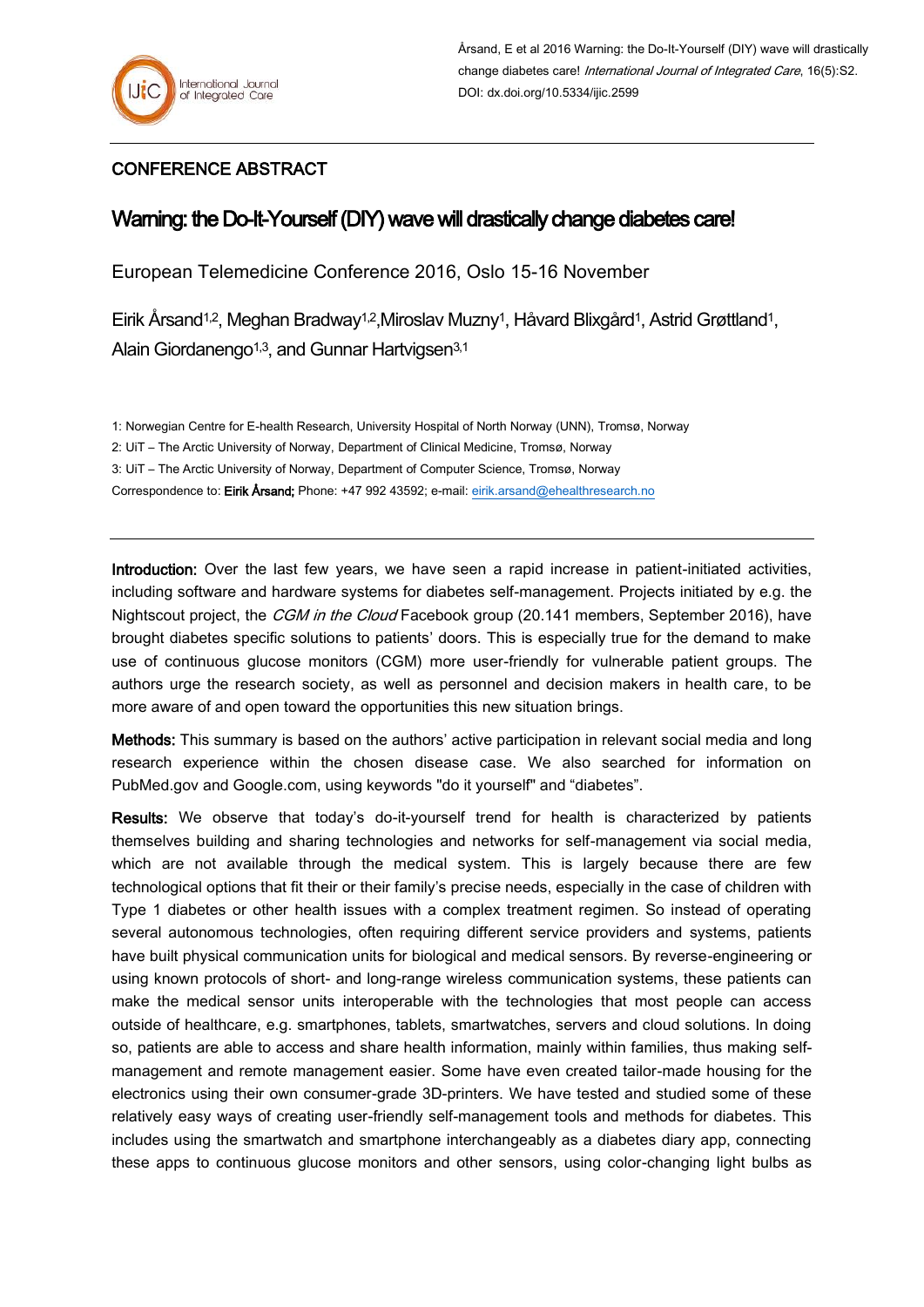Årsand, E et al 2016 Warning: the Do-It-Yourself (DIY) wave will drastically change diabetes care! *International Journal of Integrated Care*, 16(5):S2. DOI: dx.doi.org/10.5334/ijic.2599

CONFERENCE ABSTRACT

# Warning: the Do-It-Yourself (DIY) wave will drastically change diabetes care!

European Telemedicine Conference 2016, Oslo 15-16 November

Eirik Årsand[1,2], Meghan Bradway[1,2], Miroslav Muzny[1], Håvard Blixgård[1], Astrid Grøttland[1], Alain Giordanengo[1,3], and Gunnar Hartvigsen[3,1]

1: Norwegian Centre for E-health Research, University Hospital of North Norway (UNN), Tromsø, Norway

2: UiT – The Arctic University of Norway, Department of Clinical Medicine, Tromsø, Norway

3: UiT – The Arctic University of Norway, Department of Computer Science, Tromsø, Norway

Correspondence to: **Eirik Årsand;** Phone: +47 992 43592; e-mail: eirik.arsand@ehealthresearch.no

---

**Introduction:** Over the last few years, we have seen a rapid increase in patient-initiated activities, including software and hardware systems for diabetes self-management. Projects initiated by e.g. the Nightscout project, the *CGM in the Cloud* Facebook group (20.141 members, September 2016), have brought diabetes specific solutions to patients' doors. This is especially true for the demand to make use of continuous glucose monitors (CGM) more user-friendly for vulnerable patient groups. The authors urge the research society, as well as personnel and decision makers in health care, to be more aware of and open toward the opportunities this new situation brings.

**Methods:** This summary is based on the authors' active participation in relevant social media and long research experience within the chosen disease case. We also searched for information on PubMed.gov and Google.com, using keywords "do it yourself" and "diabetes".

**Results:** We observe that today's do-it-yourself trend for health is characterized by patients themselves building and sharing technologies and networks for self-management via social media, which are not available through the medical system. This is largely because there are few technological options that fit their or their family's precise needs, especially in the case of children with Type 1 diabetes or other health issues with a complex treatment regimen. So instead of operating several autonomous technologies, often requiring different service providers and systems, patients have built physical communication units for biological and medical sensors. By reverse-engineering or using known protocols of short- and long-range wireless communication systems, these patients can make the medical sensor units interoperable with the technologies that most people can access outside of healthcare, e.g. smartphones, tablets, smartwatches, servers and cloud solutions. In doing so, patients are able to access and share health information, mainly within families, thus making self-management and remote management easier. Some have even created tailor-made housing for the electronics using their own consumer-grade 3D-printers. We have tested and studied some of these relatively easy ways of creating user-friendly self-management tools and methods for diabetes. This includes using the smartwatch and smartphone interchangeably as a diabetes diary app, connecting these apps to continuous glucose monitors and other sensors, using color-changing light bulbs as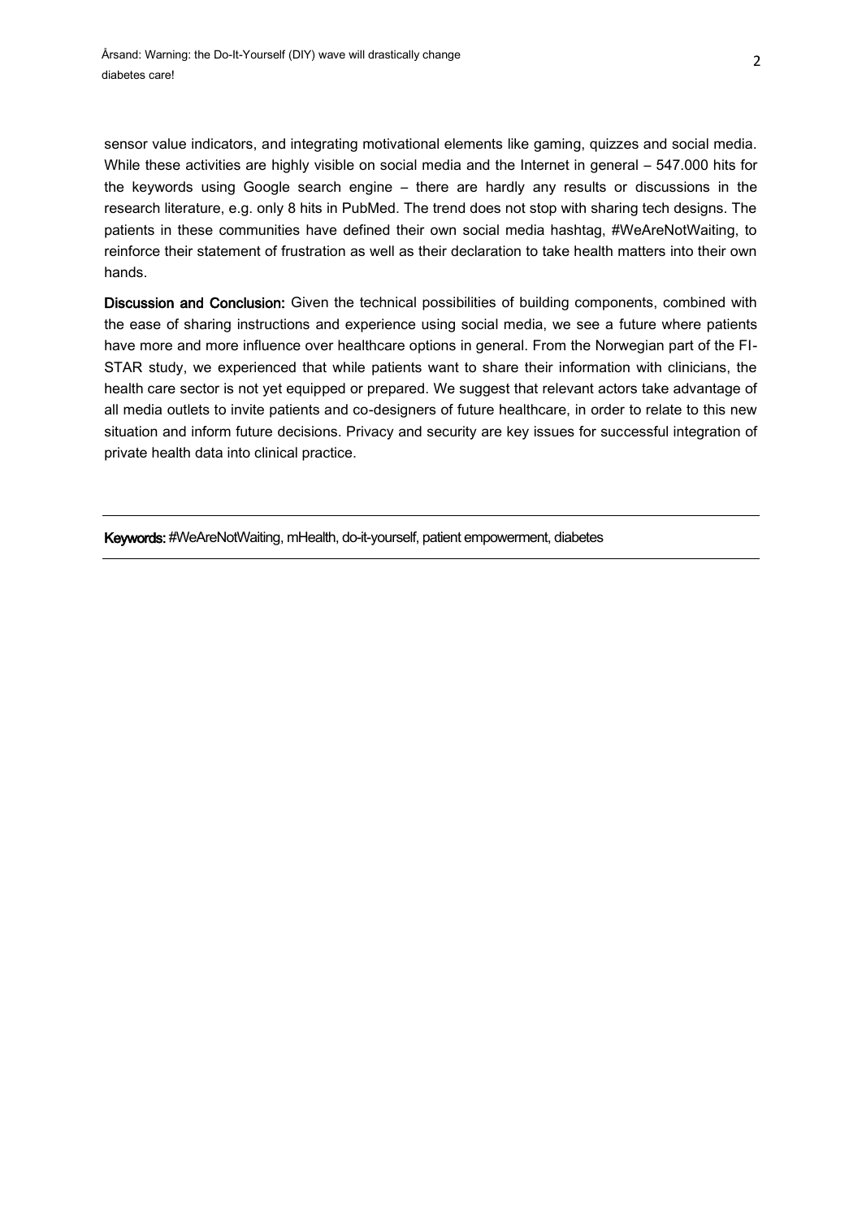sensor value indicators, and integrating motivational elements like gaming, quizzes and social media. While these activities are highly visible on social media and the Internet in general – 547.000 hits for the keywords using Google search engine – there are hardly any results or discussions in the research literature, e.g. only 8 hits in PubMed. The trend does not stop with sharing tech designs. The patients in these communities have defined their own social media hashtag, #WeAreNotWaiting, to reinforce their statement of frustration as well as their declaration to take health matters into their own hands.

**Discussion and Conclusion:** Given the technical possibilities of building components, combined with the ease of sharing instructions and experience using social media, we see a future where patients have more and more influence over healthcare options in general. From the Norwegian part of the FI-STAR study, we experienced that while patients want to share their information with clinicians, the health care sector is not yet equipped or prepared. We suggest that relevant actors take advantage of all media outlets to invite patients and co-designers of future healthcare, in order to relate to this new situation and inform future decisions. Privacy and security are key issues for successful integration of private health data into clinical practice.

---

**Keywords:** #WeAreNotWaiting, mHealth, do-it-yourself, patient empowerment, diabetes

---